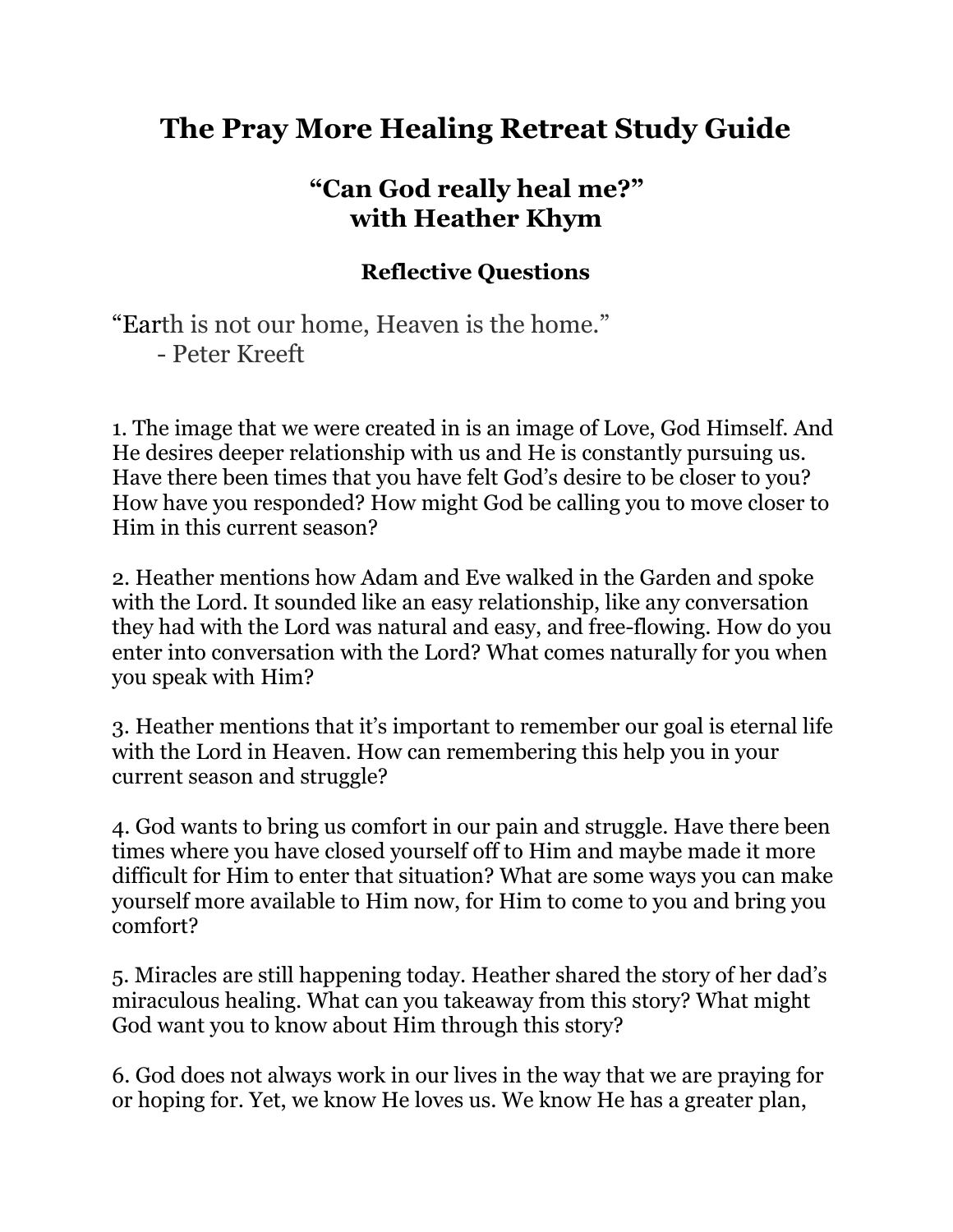# The Pray More Healing Retreat Study Guide

## "Can God really heal me?" with Heather Khym

### Reflective Questions

"Earth is not our home, Heaven is the home."
- Peter Kreeft

1. The image that we were created in is an image of Love, God Himself. And He desires deeper relationship with us and He is constantly pursuing us. Have there been times that you have felt God's desire to be closer to you? How have you responded? How might God be calling you to move closer to Him in this current season?

2. Heather mentions how Adam and Eve walked in the Garden and spoke with the Lord. It sounded like an easy relationship, like any conversation they had with the Lord was natural and easy, and free-flowing. How do you enter into conversation with the Lord? What comes naturally for you when you speak with Him?

3. Heather mentions that it's important to remember our goal is eternal life with the Lord in Heaven. How can remembering this help you in your current season and struggle?

4. God wants to bring us comfort in our pain and struggle. Have there been times where you have closed yourself off to Him and maybe made it more difficult for Him to enter that situation? What are some ways you can make yourself more available to Him now, for Him to come to you and bring you comfort?

5. Miracles are still happening today. Heather shared the story of her dad's miraculous healing. What can you takeaway from this story? What might God want you to know about Him through this story?

6. God does not always work in our lives in the way that we are praying for or hoping for. Yet, we know He loves us. We know He has a greater plan,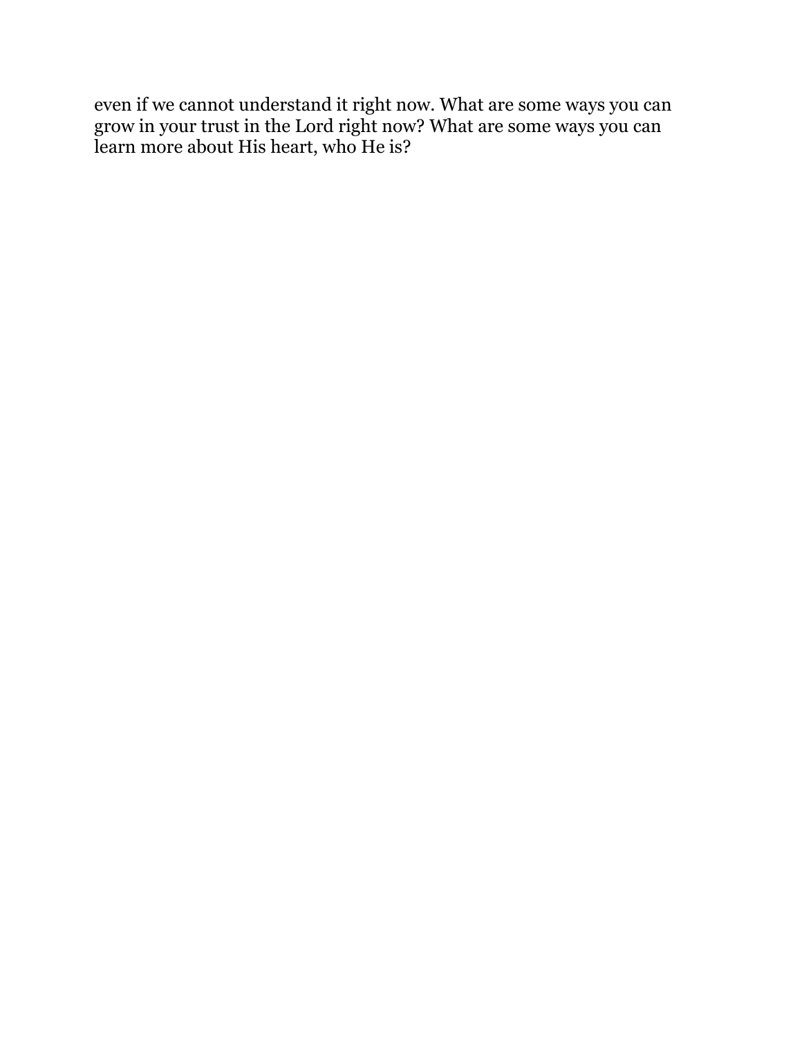even if we cannot understand it right now. What are some ways you can grow in your trust in the Lord right now? What are some ways you can learn more about His heart, who He is?